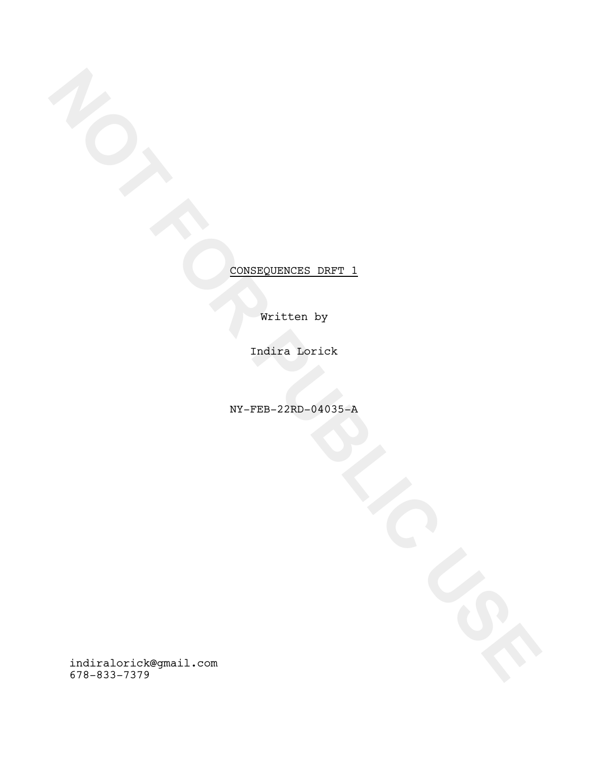NOT FOR PUBLIC USE

CONSEQUENCES DRFT 1

Written by

Indira Lorick

NY-FEB-22RD-04035-A

indiralorick@gmail.com
678-833-7379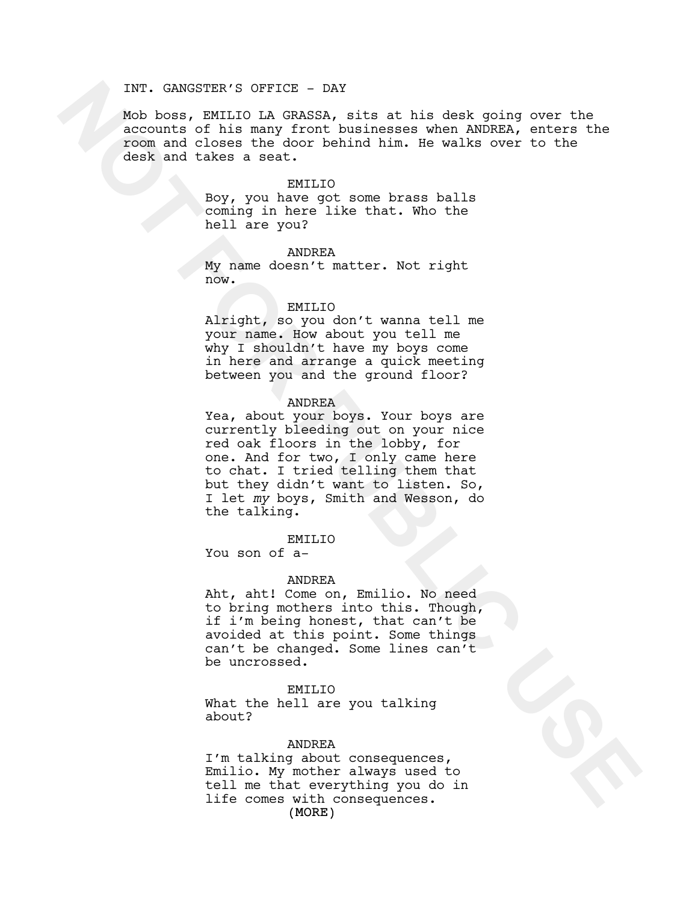INT. GANGSTER'S OFFICE - DAY

Mob boss, EMILIO LA GRASSA, sits at his desk going over the accounts of his many front businesses when ANDREA, enters the room and closes the door behind him. He walks over to the desk and takes a seat.

EMILIO
Boy, you have got some brass balls coming in here like that. Who the hell are you?

ANDREA
My name doesn't matter. Not right now.

EMILIO
Alright, so you don't wanna tell me your name. How about you tell me why I shouldn't have my boys come in here and arrange a quick meeting between you and the ground floor?

ANDREA
Yea, about your boys. Your boys are currently bleeding out on your nice red oak floors in the lobby, for one. And for two, I only came here to chat. I tried telling them that but they didn't want to listen. So, I let *my* boys, Smith and Wesson, do the talking.

EMILIO
You son of a-

ANDREA
Aht, aht! Come on, Emilio. No need to bring mothers into this. Though, if i'm being honest, that can't be avoided at this point. Some things can't be changed. Some lines can't be uncrossed.

EMILIO
What the hell are you talking about?

ANDREA
I'm talking about consequences, Emilio. My mother always used to tell me that everything you do in life comes with consequences.
(MORE)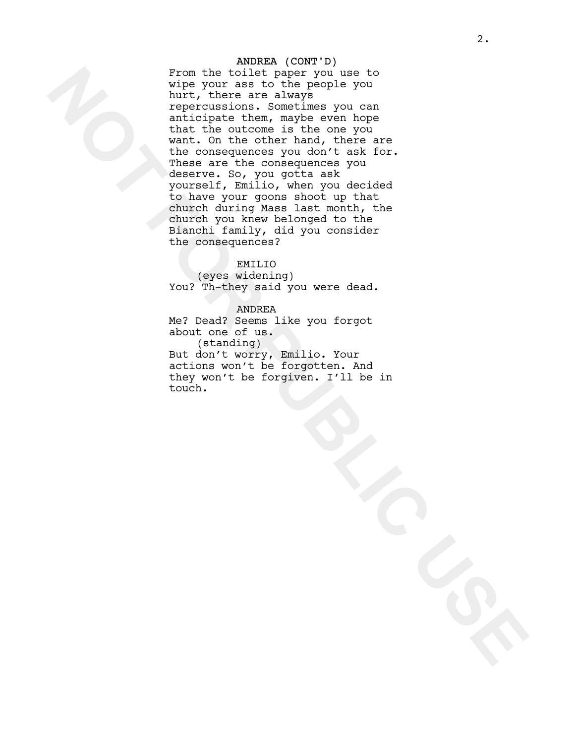ANDREA (CONT'D)
From the toilet paper you use to wipe your ass to the people you hurt, there are always repercussions. Sometimes you can anticipate them, maybe even hope that the outcome is the one you want. On the other hand, there are the consequences you don't ask for. These are the consequences you deserve. So, you gotta ask yourself, Emilio, when you decided to have your goons shoot up that church during Mass last month, the church you knew belonged to the Bianchi family, did you consider the consequences?

EMILIO
(eyes widening)
You? Th-they said you were dead.

ANDREA
Me? Dead? Seems like you forgot about one of us.
(standing)
But don't worry, Emilio. Your actions won't be forgotten. And they won't be forgiven. I'll be in touch.